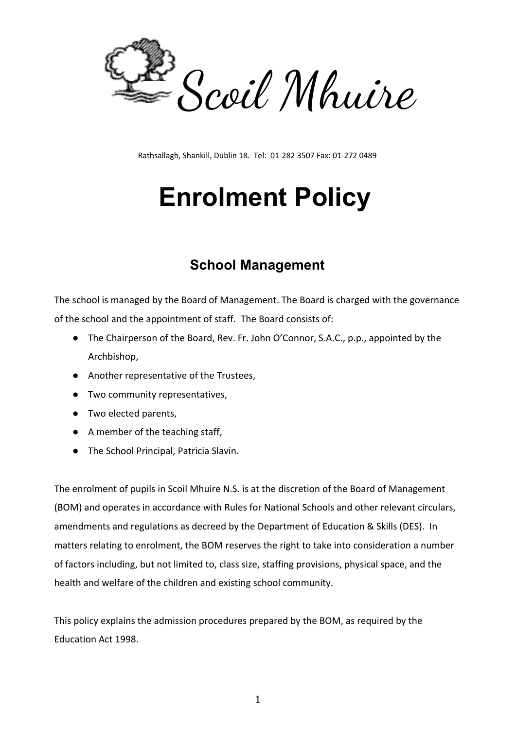# Scoil Mhuire

Rathsallagh, Shankill, Dublin 18. Tel: 01-282 3507 Fax: 01-272 0489

# Enrolment Policy

## School Management

The school is managed by the Board of Management. The Board is charged with the governance of the school and the appointment of staff. The Board consists of:

- The Chairperson of the Board, Rev. Fr. John O'Connor, S.A.C., p.p., appointed by the Archbishop,
- Another representative of the Trustees,
- Two community representatives,
- Two elected parents,
- A member of the teaching staff,
- The School Principal, Patricia Slavin.

The enrolment of pupils in Scoil Mhuire N.S. is at the discretion of the Board of Management (BOM) and operates in accordance with Rules for National Schools and other relevant circulars, amendments and regulations as decreed by the Department of Education & Skills (DES). In matters relating to enrolment, the BOM reserves the right to take into consideration a number of factors including, but not limited to, class size, staffing provisions, physical space, and the health and welfare of the children and existing school community.

This policy explains the admission procedures prepared by the BOM, as required by the Education Act 1998.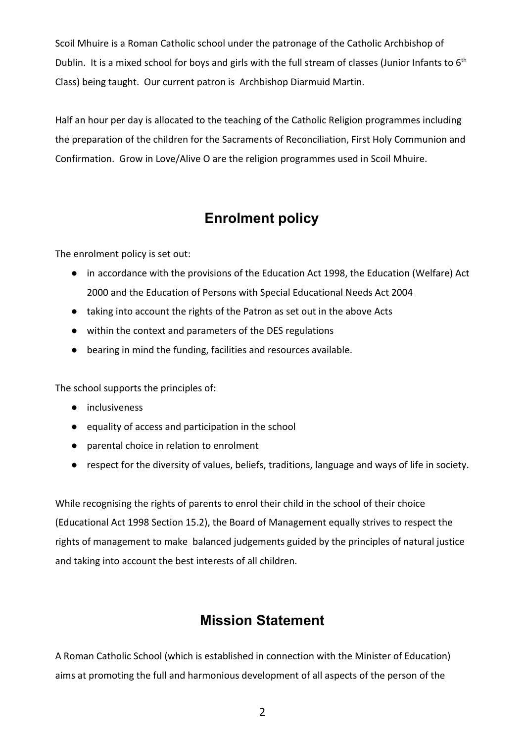Scoil Mhuire is a Roman Catholic school under the patronage of the Catholic Archbishop of Dublin. It is a mixed school for boys and girls with the full stream of classes (Junior Infants to 6th Class) being taught. Our current patron is Archbishop Diarmuid Martin.

Half an hour per day is allocated to the teaching of the Catholic Religion programmes including the preparation of the children for the Sacraments of Reconciliation, First Holy Communion and Confirmation. Grow in Love/Alive O are the religion programmes used in Scoil Mhuire.

## Enrolment policy

The enrolment policy is set out:

- in accordance with the provisions of the Education Act 1998, the Education (Welfare) Act 2000 and the Education of Persons with Special Educational Needs Act 2004
- taking into account the rights of the Patron as set out in the above Acts
- within the context and parameters of the DES regulations
- bearing in mind the funding, facilities and resources available.

The school supports the principles of:

- inclusiveness
- equality of access and participation in the school
- parental choice in relation to enrolment
- respect for the diversity of values, beliefs, traditions, language and ways of life in society.

While recognising the rights of parents to enrol their child in the school of their choice (Educational Act 1998 Section 15.2), the Board of Management equally strives to respect the rights of management to make balanced judgements guided by the principles of natural justice and taking into account the best interests of all children.

## Mission Statement

A Roman Catholic School (which is established in connection with the Minister of Education) aims at promoting the full and harmonious development of all aspects of the person of the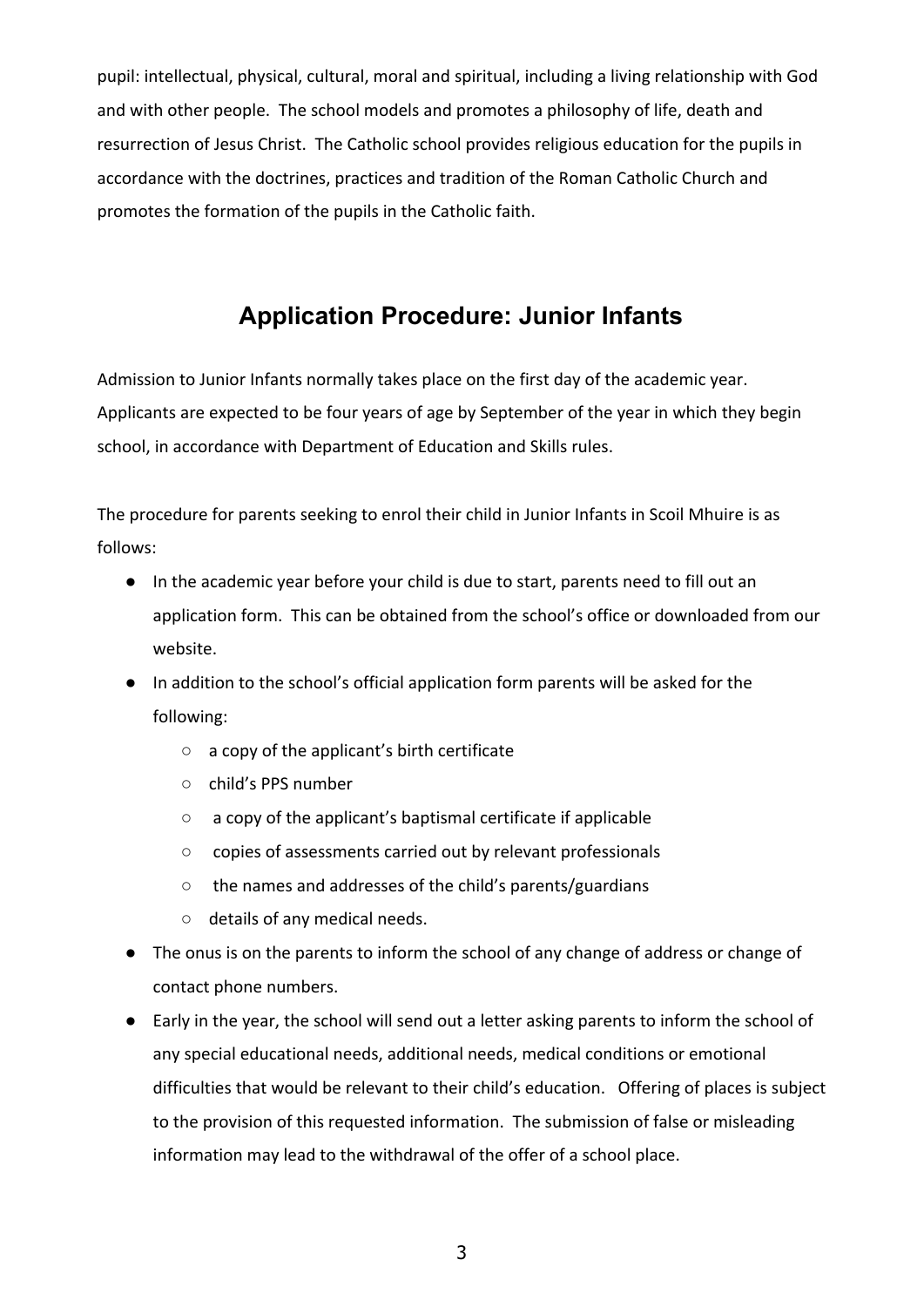pupil: intellectual, physical, cultural, moral and spiritual, including a living relationship with God and with other people. The school models and promotes a philosophy of life, death and resurrection of Jesus Christ. The Catholic school provides religious education for the pupils in accordance with the doctrines, practices and tradition of the Roman Catholic Church and promotes the formation of the pupils in the Catholic faith.

## Application Procedure: Junior Infants

Admission to Junior Infants normally takes place on the first day of the academic year. Applicants are expected to be four years of age by September of the year in which they begin school, in accordance with Department of Education and Skills rules.

The procedure for parents seeking to enrol their child in Junior Infants in Scoil Mhuire is as follows:

- In the academic year before your child is due to start, parents need to fill out an application form. This can be obtained from the school's office or downloaded from our website.
- In addition to the school's official application form parents will be asked for the following:
  - a copy of the applicant's birth certificate
  - child's PPS number
  - a copy of the applicant's baptismal certificate if applicable
  - copies of assessments carried out by relevant professionals
  - the names and addresses of the child's parents/guardians
  - details of any medical needs.
- The onus is on the parents to inform the school of any change of address or change of contact phone numbers.
- Early in the year, the school will send out a letter asking parents to inform the school of any special educational needs, additional needs, medical conditions or emotional difficulties that would be relevant to their child's education. Offering of places is subject to the provision of this requested information. The submission of false or misleading information may lead to the withdrawal of the offer of a school place.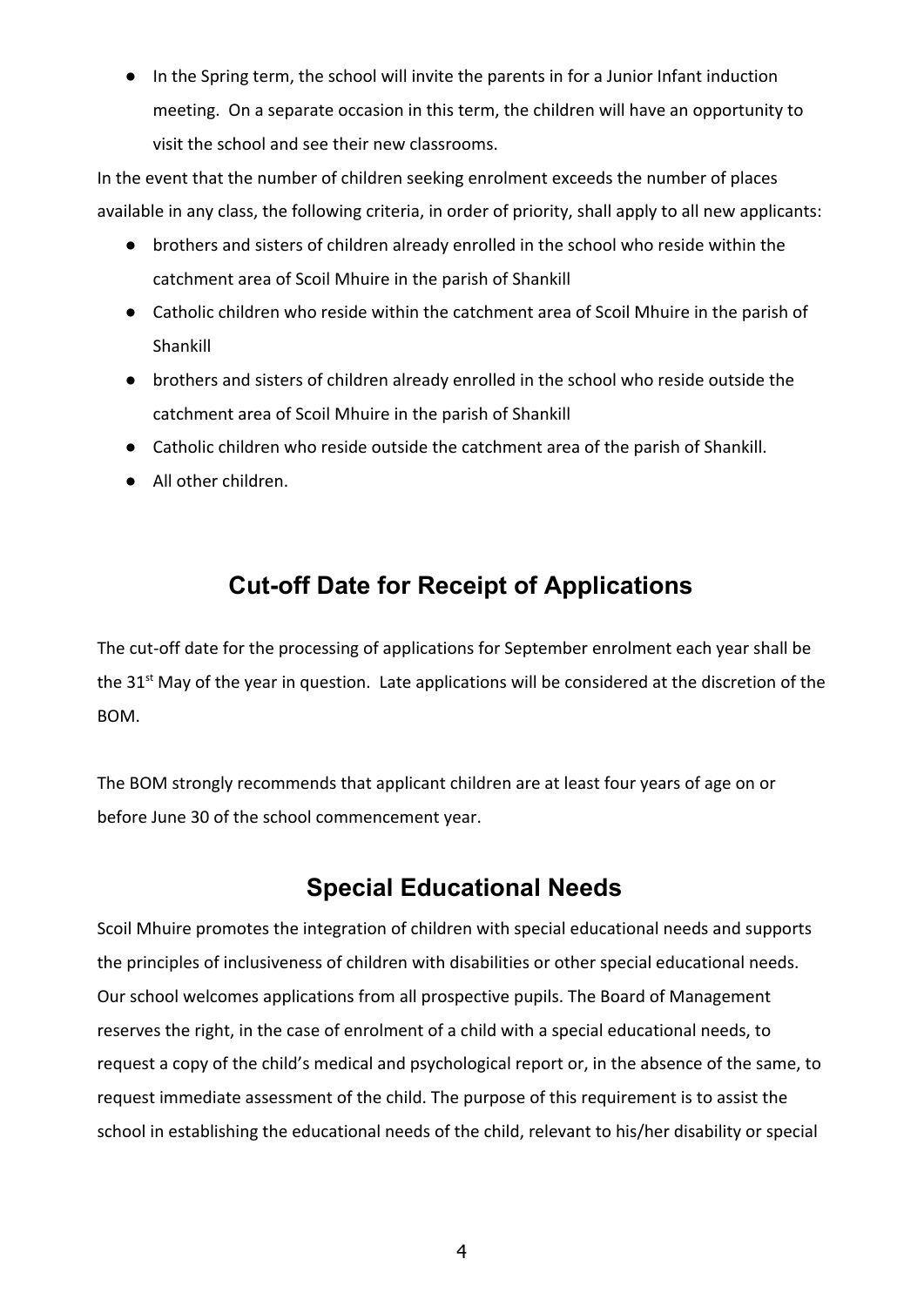- In the Spring term, the school will invite the parents in for a Junior Infant induction meeting. On a separate occasion in this term, the children will have an opportunity to visit the school and see their new classrooms.

In the event that the number of children seeking enrolment exceeds the number of places available in any class, the following criteria, in order of priority, shall apply to all new applicants:

- brothers and sisters of children already enrolled in the school who reside within the catchment area of Scoil Mhuire in the parish of Shankill
- Catholic children who reside within the catchment area of Scoil Mhuire in the parish of Shankill
- brothers and sisters of children already enrolled in the school who reside outside the catchment area of Scoil Mhuire in the parish of Shankill
- Catholic children who reside outside the catchment area of the parish of Shankill.
- All other children.

## Cut-off Date for Receipt of Applications

The cut-off date for the processing of applications for September enrolment each year shall be the 31st May of the year in question. Late applications will be considered at the discretion of the BOM.

The BOM strongly recommends that applicant children are at least four years of age on or before June 30 of the school commencement year.

## Special Educational Needs

Scoil Mhuire promotes the integration of children with special educational needs and supports the principles of inclusiveness of children with disabilities or other special educational needs. Our school welcomes applications from all prospective pupils. The Board of Management reserves the right, in the case of enrolment of a child with a special educational needs, to request a copy of the child's medical and psychological report or, in the absence of the same, to request immediate assessment of the child. The purpose of this requirement is to assist the school in establishing the educational needs of the child, relevant to his/her disability or special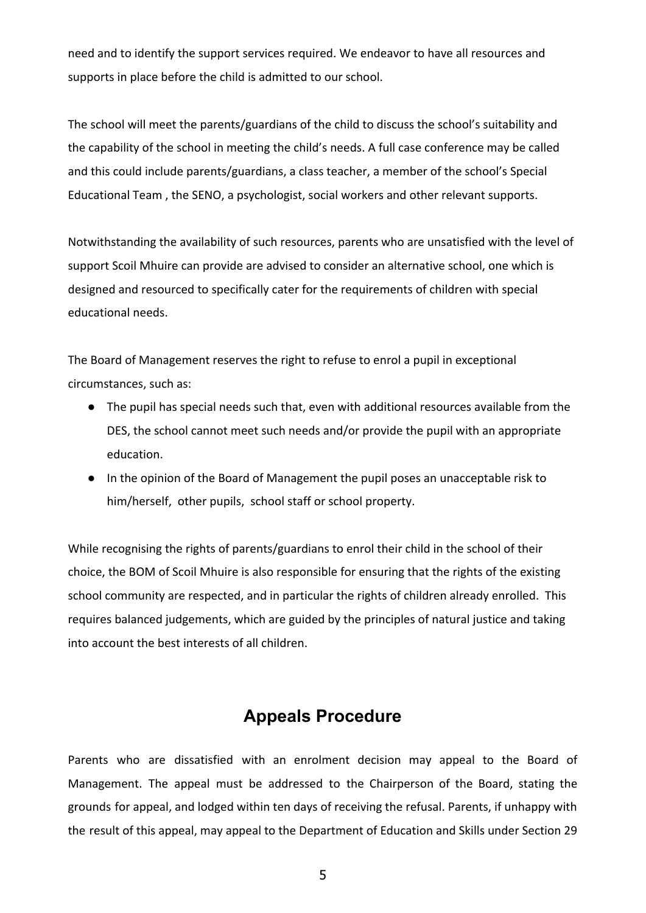need and to identify the support services required. We endeavor to have all resources and supports in place before the child is admitted to our school.

The school will meet the parents/guardians of the child to discuss the school's suitability and the capability of the school in meeting the child's needs. A full case conference may be called and this could include parents/guardians, a class teacher, a member of the school's Special Educational Team , the SENO, a psychologist, social workers and other relevant supports.

Notwithstanding the availability of such resources, parents who are unsatisfied with the level of support Scoil Mhuire can provide are advised to consider an alternative school, one which is designed and resourced to specifically cater for the requirements of children with special educational needs.

The Board of Management reserves the right to refuse to enrol a pupil in exceptional circumstances, such as:

- The pupil has special needs such that, even with additional resources available from the DES, the school cannot meet such needs and/or provide the pupil with an appropriate education.
- In the opinion of the Board of Management the pupil poses an unacceptable risk to him/herself, other pupils, school staff or school property.

While recognising the rights of parents/guardians to enrol their child in the school of their choice, the BOM of Scoil Mhuire is also responsible for ensuring that the rights of the existing school community are respected, and in particular the rights of children already enrolled. This requires balanced judgements, which are guided by the principles of natural justice and taking into account the best interests of all children.

## Appeals Procedure

Parents who are dissatisfied with an enrolment decision may appeal to the Board of Management. The appeal must be addressed to the Chairperson of the Board, stating the grounds for appeal, and lodged within ten days of receiving the refusal. Parents, if unhappy with the result of this appeal, may appeal to the Department of Education and Skills under Section 29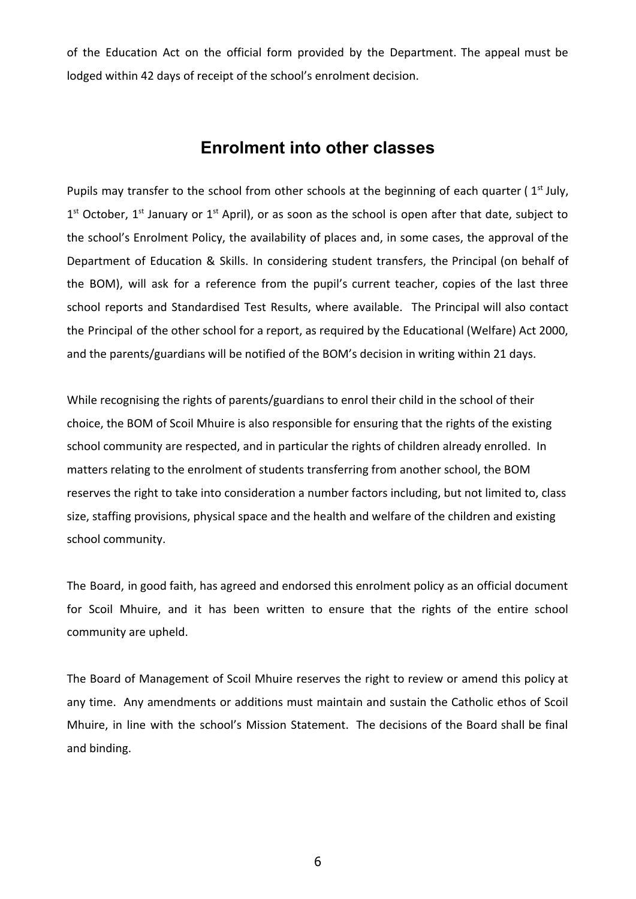of the Education Act on the official form provided by the Department. The appeal must be lodged within 42 days of receipt of the school's enrolment decision.

## Enrolment into other classes

Pupils may transfer to the school from other schools at the beginning of each quarter ( 1st July, 1st October, 1st January or 1st April), or as soon as the school is open after that date, subject to the school's Enrolment Policy, the availability of places and, in some cases, the approval of the Department of Education & Skills. In considering student transfers, the Principal (on behalf of the BOM), will ask for a reference from the pupil's current teacher, copies of the last three school reports and Standardised Test Results, where available. The Principal will also contact the Principal of the other school for a report, as required by the Educational (Welfare) Act 2000, and the parents/guardians will be notified of the BOM's decision in writing within 21 days.

While recognising the rights of parents/guardians to enrol their child in the school of their choice, the BOM of Scoil Mhuire is also responsible for ensuring that the rights of the existing school community are respected, and in particular the rights of children already enrolled. In matters relating to the enrolment of students transferring from another school, the BOM reserves the right to take into consideration a number factors including, but not limited to, class size, staffing provisions, physical space and the health and welfare of the children and existing school community.

The Board, in good faith, has agreed and endorsed this enrolment policy as an official document for Scoil Mhuire, and it has been written to ensure that the rights of the entire school community are upheld.

The Board of Management of Scoil Mhuire reserves the right to review or amend this policy at any time. Any amendments or additions must maintain and sustain the Catholic ethos of Scoil Mhuire, in line with the school's Mission Statement. The decisions of the Board shall be final and binding.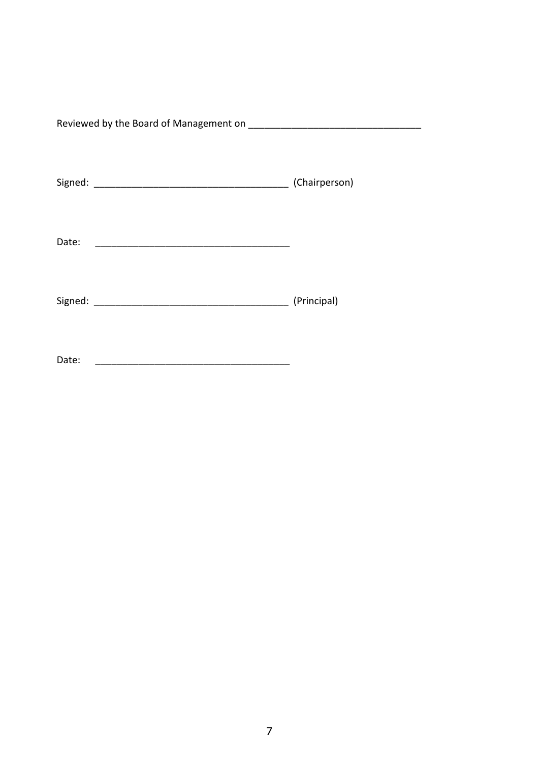Reviewed by the Board of Management on ______________________________

Signed: __________________________________ (Chairperson)

Date: __________________________________

Signed: __________________________________ (Principal)

Date: __________________________________